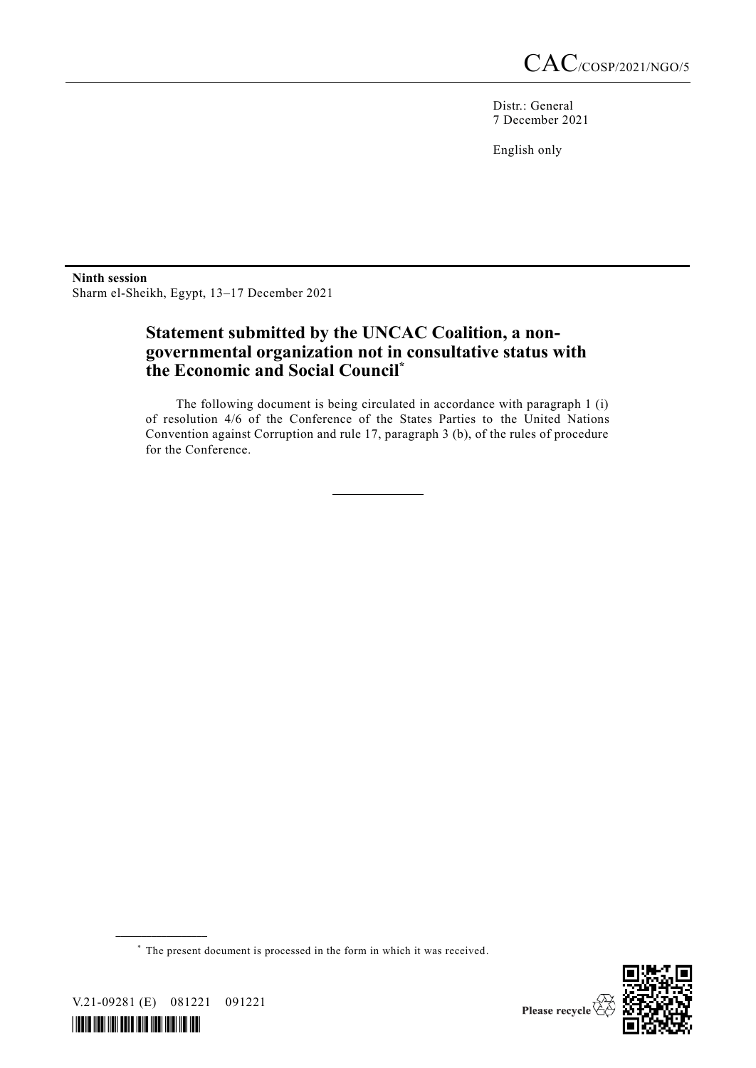CAC/COSP/2021/NGO/5

Distr.: General
7 December 2021

English only

**Ninth session**
Sharm el-Sheikh, Egypt, 13–17 December 2021

# Statement submitted by the UNCAC Coalition, a non-governmental organization not in consultative status with the Economic and Social Council*

The following document is being circulated in accordance with paragraph 1 (i) of resolution 4/6 of the Conference of the States Parties to the United Nations Convention against Corruption and rule 17, paragraph 3 (b), of the rules of procedure for the Conference.

---

\* The present document is processed in the form in which it was received.

V.21-09281 (E) 081221 091221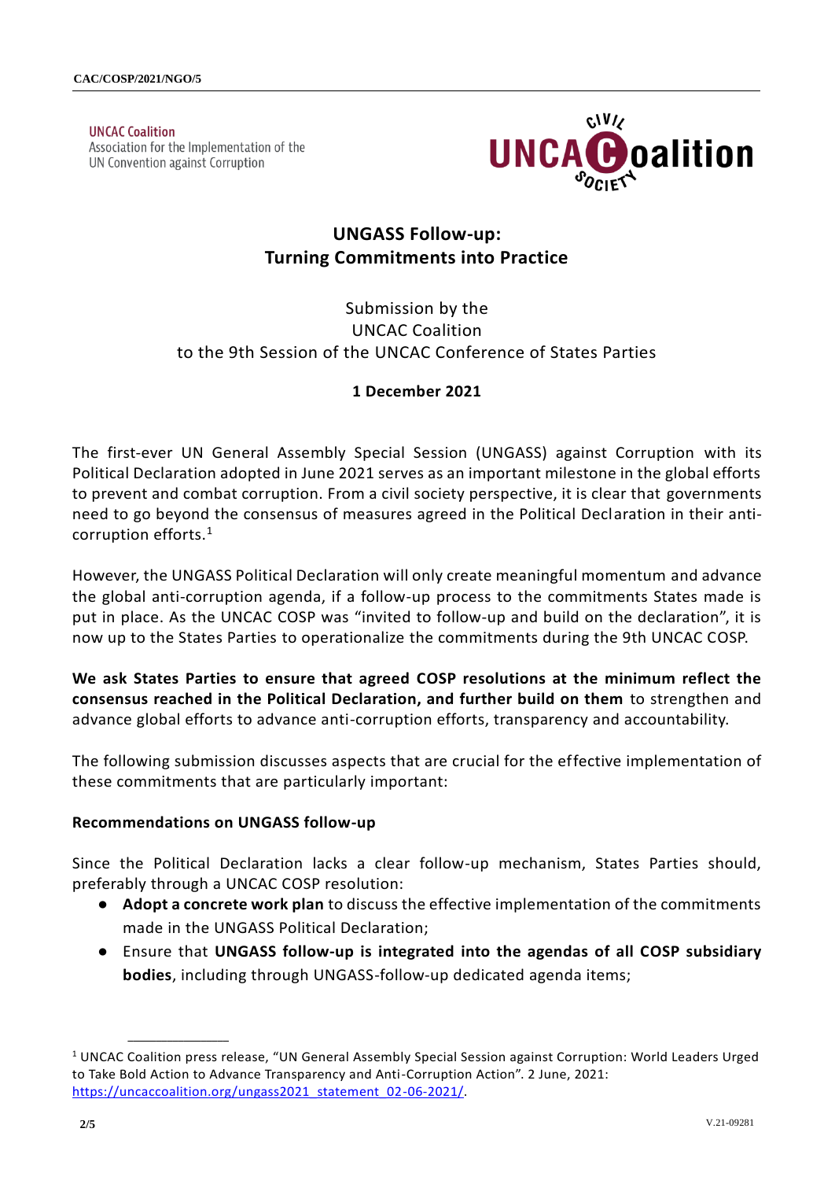**UNCAC Coalition**
Association for the Implementation of the UN Convention against Corruption

## UNGASS Follow-up: Turning Commitments into Practice

Submission by the
UNCAC Coalition
to the 9th Session of the UNCAC Conference of States Parties

**1 December 2021**

The first-ever UN General Assembly Special Session (UNGASS) against Corruption with its Political Declaration adopted in June 2021 serves as an important milestone in the global efforts to prevent and combat corruption. From a civil society perspective, it is clear that governments need to go beyond the consensus of measures agreed in the Political Declaration in their anti-corruption efforts.[1]

However, the UNGASS Political Declaration will only create meaningful momentum and advance the global anti-corruption agenda, if a follow-up process to the commitments States made is put in place. As the UNCAC COSP was "invited to follow-up and build on the declaration", it is now up to the States Parties to operationalize the commitments during the 9th UNCAC COSP.

**We ask States Parties to ensure that agreed COSP resolutions at the minimum reflect the consensus reached in the Political Declaration, and further build on them** to strengthen and advance global efforts to advance anti-corruption efforts, transparency and accountability.

The following submission discusses aspects that are crucial for the effective implementation of these commitments that are particularly important:

### Recommendations on UNGASS follow-up

Since the Political Declaration lacks a clear follow-up mechanism, States Parties should, preferably through a UNCAC COSP resolution:

- **Adopt a concrete work plan** to discuss the effective implementation of the commitments made in the UNGASS Political Declaration;
- Ensure that **UNGASS follow-up is integrated into the agendas of all COSP subsidiary bodies**, including through UNGASS-follow-up dedicated agenda items;

[1] UNCAC Coalition press release, "UN General Assembly Special Session against Corruption: World Leaders Urged to Take Bold Action to Advance Transparency and Anti-Corruption Action". 2 June, 2021: https://uncaccoalition.org/ungass2021_statement_02-06-2021/.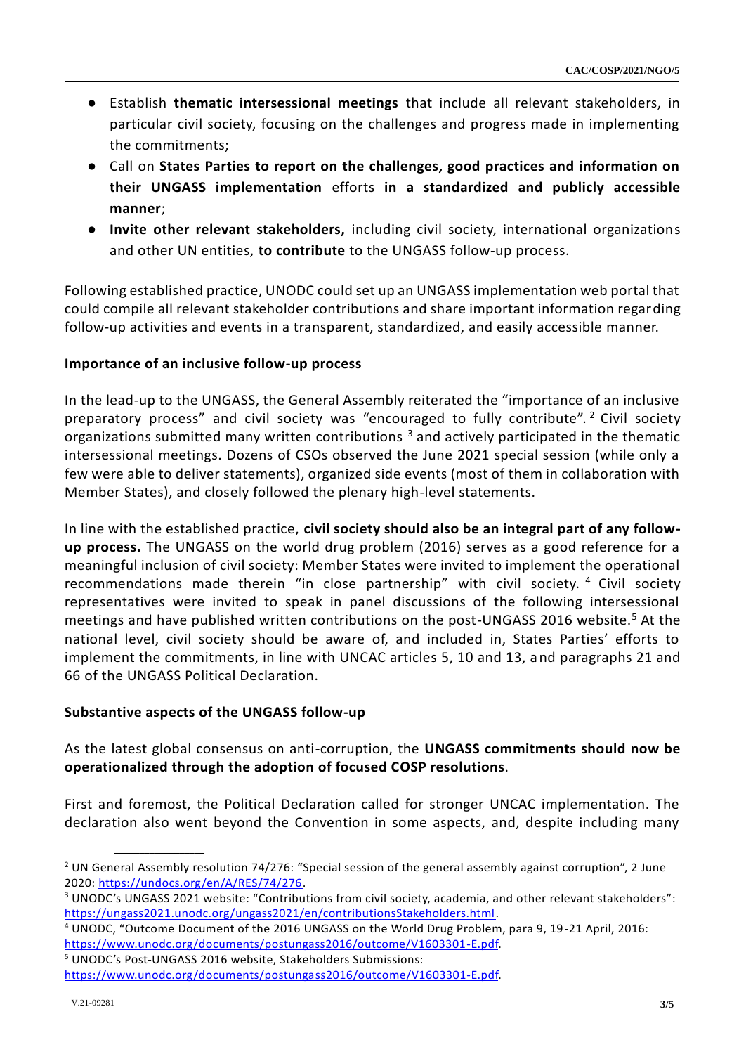- Establish **thematic intersessional meetings** that include all relevant stakeholders, in particular civil society, focusing on the challenges and progress made in implementing the commitments;
- Call on **States Parties to report on the challenges, good practices and information on their UNGASS implementation** efforts **in a standardized and publicly accessible manner**;
- **Invite other relevant stakeholders,** including civil society, international organizations and other UN entities, **to contribute** to the UNGASS follow-up process.

Following established practice, UNODC could set up an UNGASS implementation web portal that could compile all relevant stakeholder contributions and share important information regarding follow-up activities and events in a transparent, standardized, and easily accessible manner.

**Importance of an inclusive follow-up process**

In the lead-up to the UNGASS, the General Assembly reiterated the "importance of an inclusive preparatory process" and civil society was "encouraged to fully contribute".[2] Civil society organizations submitted many written contributions [3] and actively participated in the thematic intersessional meetings. Dozens of CSOs observed the June 2021 special session (while only a few were able to deliver statements), organized side events (most of them in collaboration with Member States), and closely followed the plenary high-level statements.

In line with the established practice, **civil society should also be an integral part of any follow-up process.** The UNGASS on the world drug problem (2016) serves as a good reference for a meaningful inclusion of civil society: Member States were invited to implement the operational recommendations made therein "in close partnership" with civil society.[4] Civil society representatives were invited to speak in panel discussions of the following intersessional meetings and have published written contributions on the post-UNGASS 2016 website.[5] At the national level, civil society should be aware of, and included in, States Parties' efforts to implement the commitments, in line with UNCAC articles 5, 10 and 13, and paragraphs 21 and 66 of the UNGASS Political Declaration.

**Substantive aspects of the UNGASS follow-up**

As the latest global consensus on anti-corruption, the **UNGASS commitments should now be operationalized through the adoption of focused COSP resolutions**.

First and foremost, the Political Declaration called for stronger UNCAC implementation. The declaration also went beyond the Convention in some aspects, and, despite including many

---

[2] UN General Assembly resolution 74/276: "Special session of the general assembly against corruption", 2 June 2020: https://undocs.org/en/A/RES/74/276.

[3] UNODC's UNGASS 2021 website: "Contributions from civil society, academia, and other relevant stakeholders": https://ungass2021.unodc.org/ungass2021/en/contributionsStakeholders.html.

[4] UNODC, "Outcome Document of the 2016 UNGASS on the World Drug Problem, para 9, 19-21 April, 2016: https://www.unodc.org/documents/postungass2016/outcome/V1603301-E.pdf.

[5] UNODC's Post-UNGASS 2016 website, Stakeholders Submissions: https://www.unodc.org/documents/postungass2016/outcome/V1603301-E.pdf.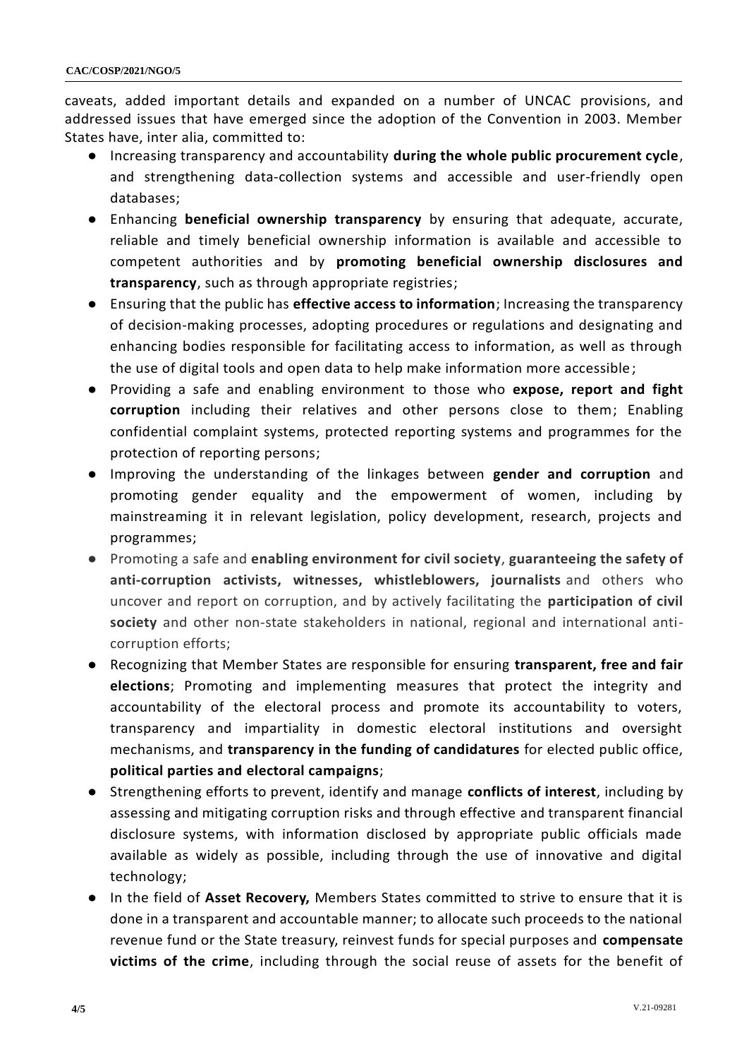caveats, added important details and expanded on a number of UNCAC provisions, and addressed issues that have emerged since the adoption of the Convention in 2003. Member States have, inter alia, committed to:

- Increasing transparency and accountability **during the whole public procurement cycle**, and strengthening data-collection systems and accessible and user-friendly open databases;
- Enhancing **beneficial ownership transparency** by ensuring that adequate, accurate, reliable and timely beneficial ownership information is available and accessible to competent authorities and by **promoting beneficial ownership disclosures and transparency**, such as through appropriate registries;
- Ensuring that the public has **effective access to information**; Increasing the transparency of decision-making processes, adopting procedures or regulations and designating and enhancing bodies responsible for facilitating access to information, as well as through the use of digital tools and open data to help make information more accessible;
- Providing a safe and enabling environment to those who **expose, report and fight corruption** including their relatives and other persons close to them; Enabling confidential complaint systems, protected reporting systems and programmes for the protection of reporting persons;
- Improving the understanding of the linkages between **gender and corruption** and promoting gender equality and the empowerment of women, including by mainstreaming it in relevant legislation, policy development, research, projects and programmes;
- Promoting a safe and **enabling environment for civil society**, **guaranteeing the safety of anti-corruption activists, witnesses, whistleblowers, journalists** and others who uncover and report on corruption, and by actively facilitating the **participation of civil society** and other non-state stakeholders in national, regional and international anti-corruption efforts;
- Recognizing that Member States are responsible for ensuring **transparent, free and fair elections**; Promoting and implementing measures that protect the integrity and accountability of the electoral process and promote its accountability to voters, transparency and impartiality in domestic electoral institutions and oversight mechanisms, and **transparency in the funding of candidatures** for elected public office, **political parties and electoral campaigns**;
- Strengthening efforts to prevent, identify and manage **conflicts of interest**, including by assessing and mitigating corruption risks and through effective and transparent financial disclosure systems, with information disclosed by appropriate public officials made available as widely as possible, including through the use of innovative and digital technology;
- In the field of **Asset Recovery,** Members States committed to strive to ensure that it is done in a transparent and accountable manner; to allocate such proceeds to the national revenue fund or the State treasury, reinvest funds for special purposes and **compensate victims of the crime**, including through the social reuse of assets for the benefit of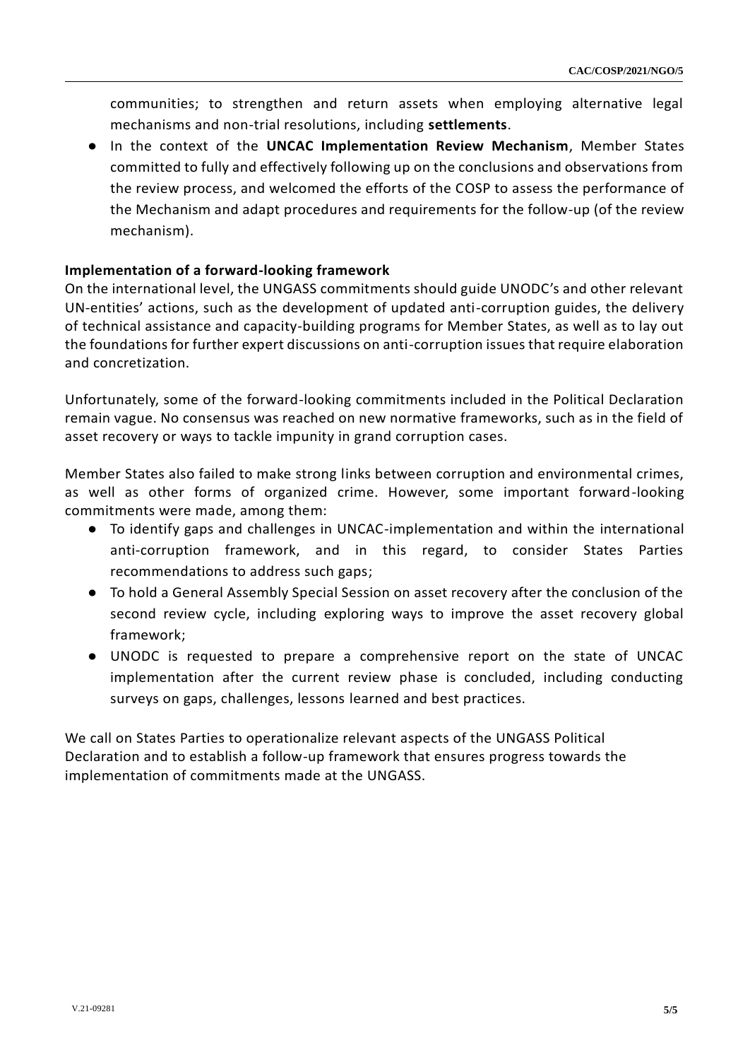communities; to strengthen and return assets when employing alternative legal mechanisms and non-trial resolutions, including **settlements**.

- In the context of the **UNCAC Implementation Review Mechanism**, Member States committed to fully and effectively following up on the conclusions and observations from the review process, and welcomed the efforts of the COSP to assess the performance of the Mechanism and adapt procedures and requirements for the follow-up (of the review mechanism).

**Implementation of a forward-looking framework**

On the international level, the UNGASS commitments should guide UNODC's and other relevant UN-entities' actions, such as the development of updated anti-corruption guides, the delivery of technical assistance and capacity-building programs for Member States, as well as to lay out the foundations for further expert discussions on anti-corruption issues that require elaboration and concretization.

Unfortunately, some of the forward-looking commitments included in the Political Declaration remain vague. No consensus was reached on new normative frameworks, such as in the field of asset recovery or ways to tackle impunity in grand corruption cases.

Member States also failed to make strong links between corruption and environmental crimes, as well as other forms of organized crime. However, some important forward-looking commitments were made, among them:

- To identify gaps and challenges in UNCAC-implementation and within the international anti-corruption framework, and in this regard, to consider States Parties recommendations to address such gaps;
- To hold a General Assembly Special Session on asset recovery after the conclusion of the second review cycle, including exploring ways to improve the asset recovery global framework;
- UNODC is requested to prepare a comprehensive report on the state of UNCAC implementation after the current review phase is concluded, including conducting surveys on gaps, challenges, lessons learned and best practices.

We call on States Parties to operationalize relevant aspects of the UNGASS Political Declaration and to establish a follow-up framework that ensures progress towards the implementation of commitments made at the UNGASS.